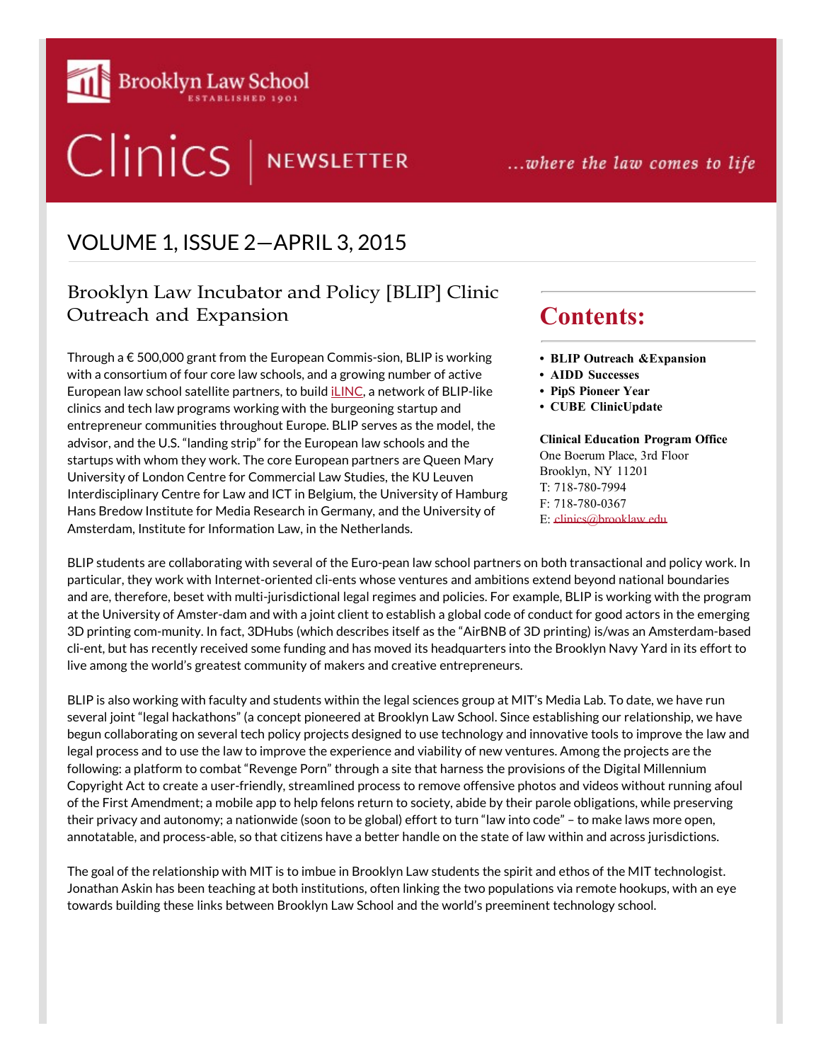# Brooklyn Law School

ESTABLISHED 1901

# Clinics | NEWSLETTER

*...where the law comes to life*

## VOLUME 1, ISSUE 2—APRIL 3, 2015

## Contents:

- **BLIP Outreach &Expansion**
- **AIDD Successes**
- **PipS Pioneer Year**
- **CUBE ClinicUpdate**

**Clinical Education Program Office**
One Boerum Place, 3rd Floor
Brooklyn, NY 11201
T: 718-780-7994
F: 718-780-0367
E: clinics@brooklaw.edu

### Brooklyn Law Incubator and Policy [BLIP] Clinic Outreach and Expansion

Through a € 500,000 grant from the European Commis-sion, BLIP is working with a consortium of four core law schools, and a growing number of active European law school satellite partners, to build iLINC, a network of BLIP-like clinics and tech law programs working with the burgeoning startup and entrepreneur communities throughout Europe. BLIP serves as the model, the advisor, and the U.S. "landing strip" for the European law schools and the startups with whom they work. The core European partners are Queen Mary University of London Centre for Commercial Law Studies, the KU Leuven Interdisciplinary Centre for Law and ICT in Belgium, the University of Hamburg Hans Bredow Institute for Media Research in Germany, and the University of Amsterdam, Institute for Information Law, in the Netherlands.

BLIP students are collaborating with several of the Euro-pean law school partners on both transactional and policy work. In particular, they work with Internet-oriented cli-ents whose ventures and ambitions extend beyond national boundaries and are, therefore, beset with multi-jurisdictional legal regimes and policies. For example, BLIP is working with the program at the University of Amster-dam and with a joint client to establish a global code of conduct for good actors in the emerging 3D printing com-munity. In fact, 3DHubs (which describes itself as the "AirBNB of 3D printing) is/was an Amsterdam-based cli-ent, but has recently received some funding and has moved its headquarters into the Brooklyn Navy Yard in its effort to live among the world's greatest community of makers and creative entrepreneurs.

BLIP is also working with faculty and students within the legal sciences group at MIT's Media Lab. To date, we have run several joint "legal hackathons" (a concept pioneered at Brooklyn Law School. Since establishing our relationship, we have begun collaborating on several tech policy projects designed to use technology and innovative tools to improve the law and legal process and to use the law to improve the experience and viability of new ventures. Among the projects are the following: a platform to combat "Revenge Porn" through a site that harness the provisions of the Digital Millennium Copyright Act to create a user-friendly, streamlined process to remove offensive photos and videos without running afoul of the First Amendment; a mobile app to help felons return to society, abide by their parole obligations, while preserving their privacy and autonomy; a nationwide (soon to be global) effort to turn "law into code" – to make laws more open, annotatable, and process-able, so that citizens have a better handle on the state of law within and across jurisdictions.

The goal of the relationship with MIT is to imbue in Brooklyn Law students the spirit and ethos of the MIT technologist. Jonathan Askin has been teaching at both institutions, often linking the two populations via remote hookups, with an eye towards building these links between Brooklyn Law School and the world's preeminent technology school.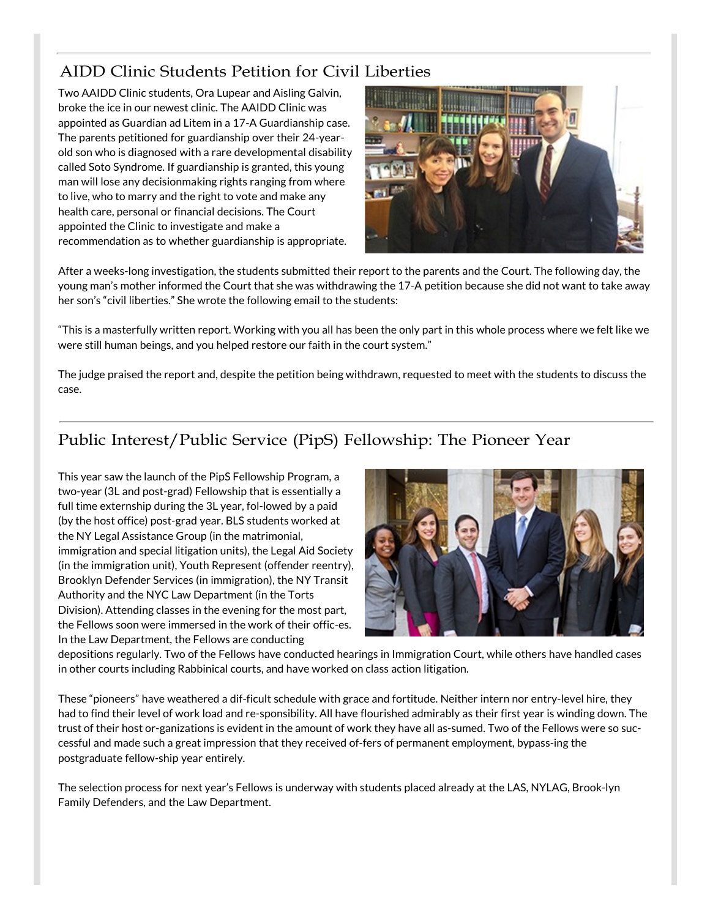## AIDD Clinic Students Petition for Civil Liberties

Two AAIDD Clinic students, Ora Lupear and Aisling Galvin, broke the ice in our newest clinic. The AAIDD Clinic was appointed as Guardian ad Litem in a 17-A Guardianship case. The parents petitioned for guardianship over their 24-year-old son who is diagnosed with a rare developmental disability called Soto Syndrome. If guardianship is granted, this young man will lose any decisionmaking rights ranging from where to live, who to marry and the right to vote and make any health care, personal or financial decisions. The Court appointed the Clinic to investigate and make a recommendation as to whether guardianship is appropriate.

After a weeks-long investigation, the students submitted their report to the parents and the Court. The following day, the young man's mother informed the Court that she was withdrawing the 17-A petition because she did not want to take away her son's "civil liberties." She wrote the following email to the students:

"This is a masterfully written report. Working with you all has been the only part in this whole process where we felt like we were still human beings, and you helped restore our faith in the court system."

The judge praised the report and, despite the petition being withdrawn, requested to meet with the students to discuss the case.

## Public Interest/Public Service (PipS) Fellowship: The Pioneer Year

This year saw the launch of the PipS Fellowship Program, a two-year (3L and post-grad) Fellowship that is essentially a full time externship during the 3L year, fol-lowed by a paid (by the host office) post-grad year. BLS students worked at the NY Legal Assistance Group (in the matrimonial, immigration and special litigation units), the Legal Aid Society (in the immigration unit), Youth Represent (offender reentry), Brooklyn Defender Services (in immigration), the NY Transit Authority and the NYC Law Department (in the Torts Division). Attending classes in the evening for the most part, the Fellows soon were immersed in the work of their offic-es. In the Law Department, the Fellows are conducting depositions regularly. Two of the Fellows have conducted hearings in Immigration Court, while others have handled cases in other courts including Rabbinical courts, and have worked on class action litigation.

These "pioneers" have weathered a dif-ficult schedule with grace and fortitude. Neither intern nor entry-level hire, they had to find their level of work load and re-sponsibility. All have flourished admirably as their first year is winding down. The trust of their host or-ganizations is evident in the amount of work they have all as-sumed. Two of the Fellows were so suc-cessful and made such a great impression that they received of-fers of permanent employment, bypass-ing the postgraduate fellow-ship year entirely.

The selection process for next year's Fellows is underway with students placed already at the LAS, NYLAG, Brook-lyn Family Defenders, and the Law Department.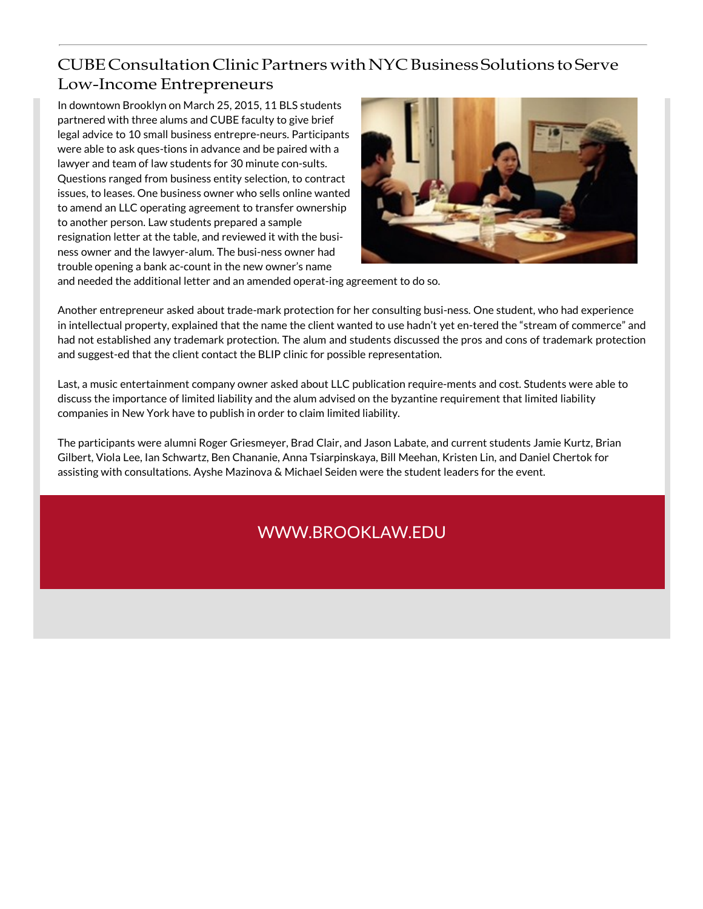## CUBE Consultation Clinic Partners with NYC Business Solutions to Serve Low-Income Entrepreneurs

In downtown Brooklyn on March 25, 2015, 11 BLS students partnered with three alums and CUBE faculty to give brief legal advice to 10 small business entrepre-neurs. Participants were able to ask ques-tions in advance and be paired with a lawyer and team of law students for 30 minute con-sults. Questions ranged from business entity selection, to contract issues, to leases. One business owner who sells online wanted to amend an LLC operating agreement to transfer ownership to another person. Law students prepared a sample resignation letter at the table, and reviewed it with the busi-ness owner and the lawyer-alum. The busi-ness owner had trouble opening a bank ac-count in the new owner's name and needed the additional letter and an amended operat-ing agreement to do so.

Another entrepreneur asked about trade-mark protection for her consulting busi-ness. One student, who had experience in intellectual property, explained that the name the client wanted to use hadn't yet en-tered the "stream of commerce" and had not established any trademark protection. The alum and students discussed the pros and cons of trademark protection and suggest-ed that the client contact the BLIP clinic for possible representation.

Last, a music entertainment company owner asked about LLC publication require-ments and cost. Students were able to discuss the importance of limited liability and the alum advised on the byzantine requirement that limited liability companies in New York have to publish in order to claim limited liability.

The participants were alumni Roger Griesmeyer, Brad Clair, and Jason Labate, and current students Jamie Kurtz, Brian Gilbert, Viola Lee, Ian Schwartz, Ben Chananie, Anna Tsiarpinskaya, Bill Meehan, Kristen Lin, and Daniel Chertok for assisting with consultations. Ayshe Mazinova & Michael Seiden were the student leaders for the event.

WWW.BROOKLAW.EDU